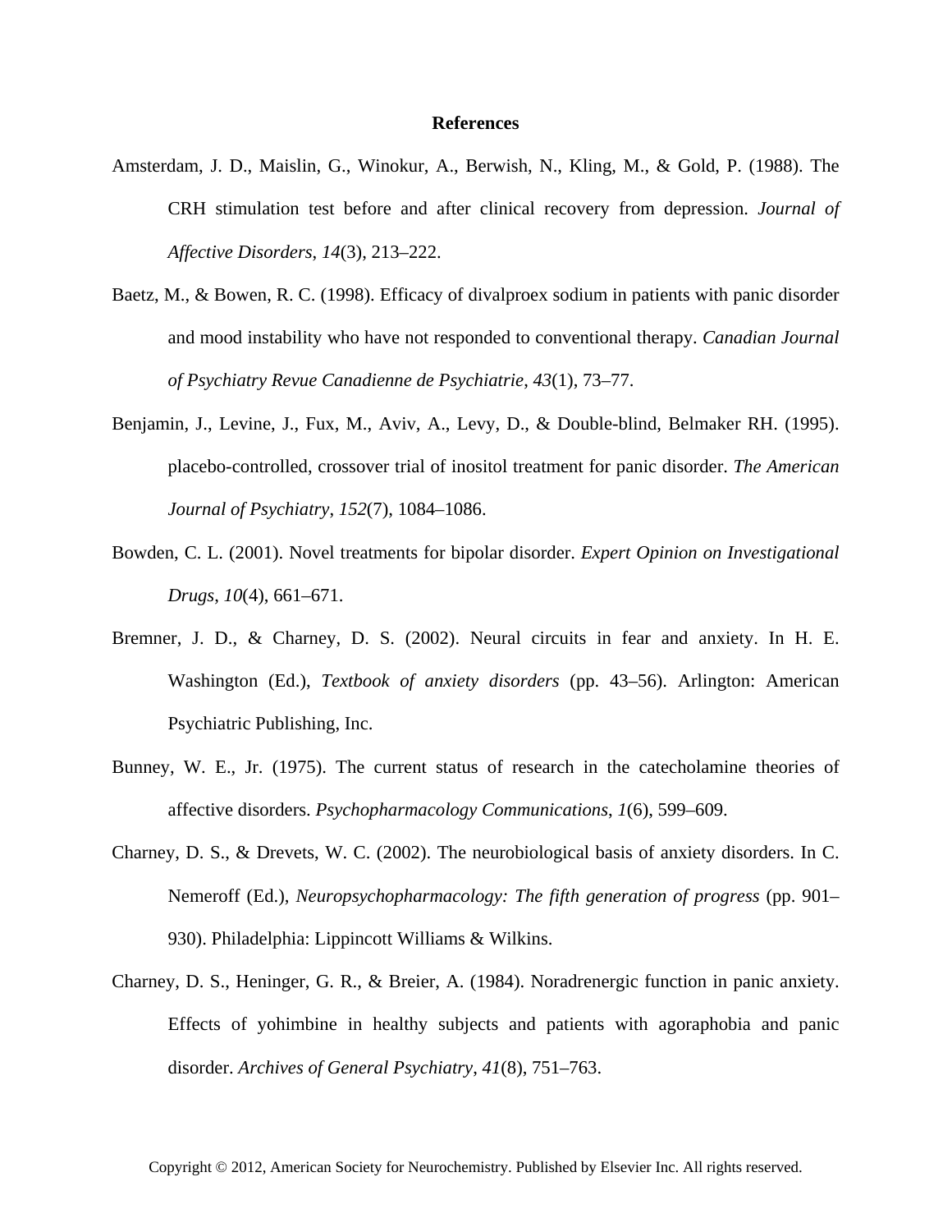## References

Amsterdam, J. D., Maislin, G., Winokur, A., Berwish, N., Kling, M., & Gold, P. (1988). The CRH stimulation test before and after clinical recovery from depression. *Journal of Affective Disorders*, *14*(3), 213–222.

Baetz, M., & Bowen, R. C. (1998). Efficacy of divalproex sodium in patients with panic disorder and mood instability who have not responded to conventional therapy. *Canadian Journal of Psychiatry Revue Canadienne de Psychiatrie*, *43*(1), 73–77.

Benjamin, J., Levine, J., Fux, M., Aviv, A., Levy, D., & Double-blind, Belmaker RH. (1995). placebo-controlled, crossover trial of inositol treatment for panic disorder. *The American Journal of Psychiatry*, *152*(7), 1084–1086.

Bowden, C. L. (2001). Novel treatments for bipolar disorder. *Expert Opinion on Investigational Drugs*, *10*(4), 661–671.

Bremner, J. D., & Charney, D. S. (2002). Neural circuits in fear and anxiety. In H. E. Washington (Ed.), *Textbook of anxiety disorders* (pp. 43–56). Arlington: American Psychiatric Publishing, Inc.

Bunney, W. E., Jr. (1975). The current status of research in the catecholamine theories of affective disorders. *Psychopharmacology Communications*, *1*(6), 599–609.

Charney, D. S., & Drevets, W. C. (2002). The neurobiological basis of anxiety disorders. In C. Nemeroff (Ed.), *Neuropsychopharmacology: The fifth generation of progress* (pp. 901–930). Philadelphia: Lippincott Williams & Wilkins.

Charney, D. S., Heninger, G. R., & Breier, A. (1984). Noradrenergic function in panic anxiety. Effects of yohimbine in healthy subjects and patients with agoraphobia and panic disorder. *Archives of General Psychiatry*, *41*(8), 751–763.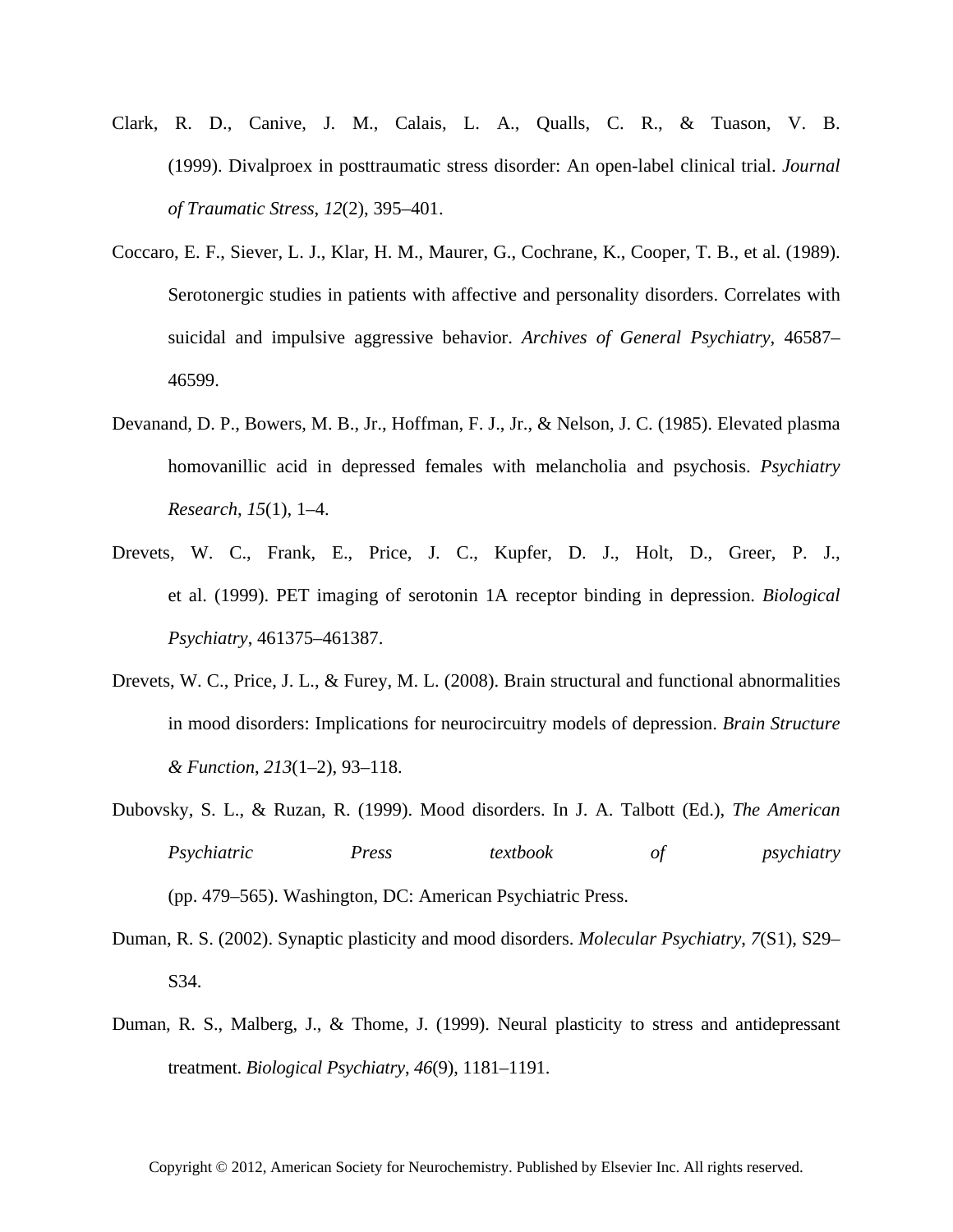Clark, R. D., Canive, J. M., Calais, L. A., Qualls, C. R., & Tuason, V. B. (1999). Divalproex in posttraumatic stress disorder: An open-label clinical trial. *Journal of Traumatic Stress*, *12*(2), 395–401.

Coccaro, E. F., Siever, L. J., Klar, H. M., Maurer, G., Cochrane, K., Cooper, T. B., et al. (1989). Serotonergic studies in patients with affective and personality disorders. Correlates with suicidal and impulsive aggressive behavior. *Archives of General Psychiatry*, 46587–46599.

Devanand, D. P., Bowers, M. B., Jr., Hoffman, F. J., Jr., & Nelson, J. C. (1985). Elevated plasma homovanillic acid in depressed females with melancholia and psychosis. *Psychiatry Research*, *15*(1), 1–4.

Drevets, W. C., Frank, E., Price, J. C., Kupfer, D. J., Holt, D., Greer, P. J., et al. (1999). PET imaging of serotonin 1A receptor binding in depression. *Biological Psychiatry*, 461375–461387.

Drevets, W. C., Price, J. L., & Furey, M. L. (2008). Brain structural and functional abnormalities in mood disorders: Implications for neurocircuitry models of depression. *Brain Structure & Function*, *213*(1–2), 93–118.

Dubovsky, S. L., & Ruzan, R. (1999). Mood disorders. In J. A. Talbott (Ed.), *The American Psychiatric Press textbook of psychiatry* (pp. 479–565). Washington, DC: American Psychiatric Press.

Duman, R. S. (2002). Synaptic plasticity and mood disorders. *Molecular Psychiatry*, *7*(S1), S29–S34.

Duman, R. S., Malberg, J., & Thome, J. (1999). Neural plasticity to stress and antidepressant treatment. *Biological Psychiatry*, *46*(9), 1181–1191.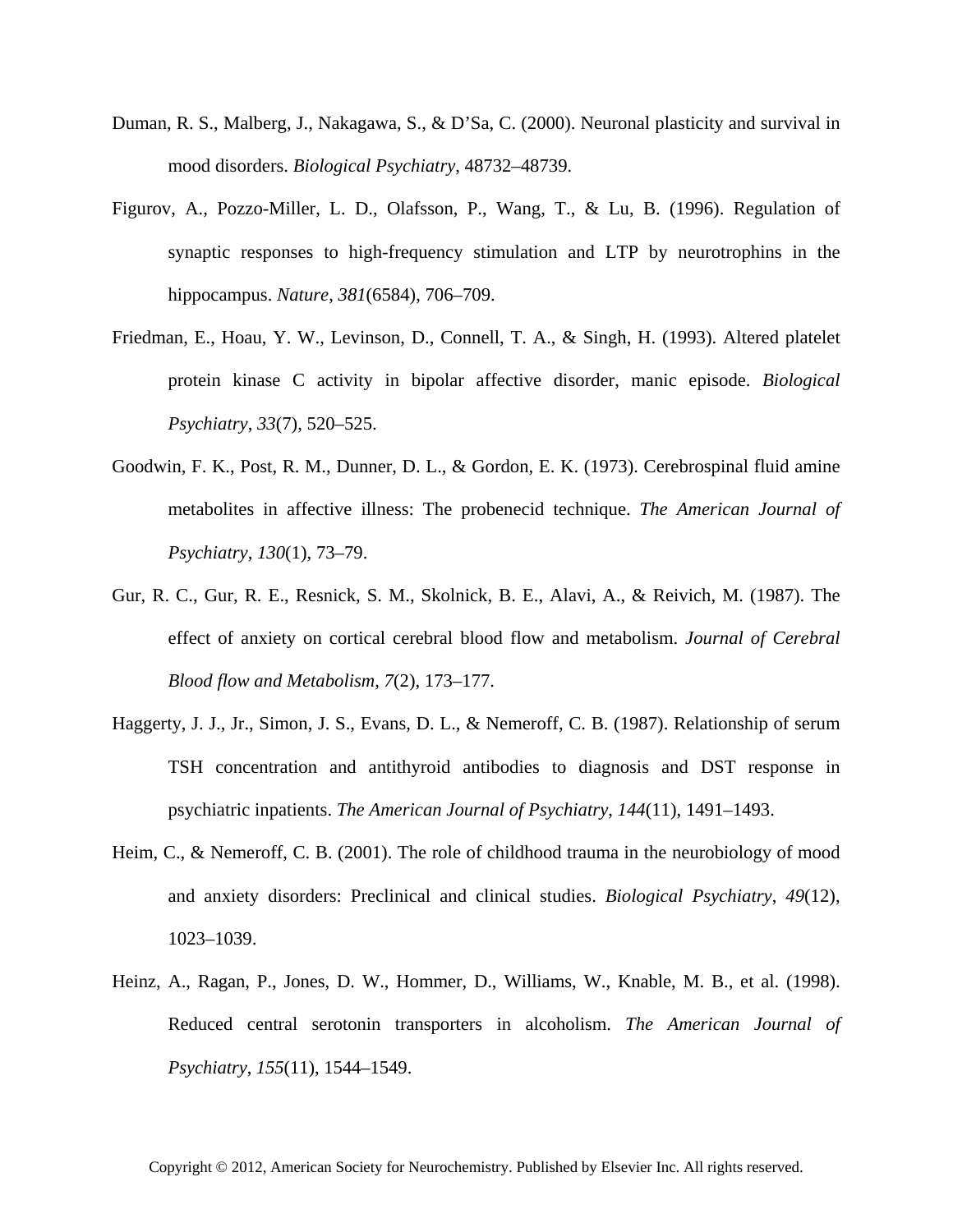Duman, R. S., Malberg, J., Nakagawa, S., & D'Sa, C. (2000). Neuronal plasticity and survival in mood disorders. *Biological Psychiatry*, 48732–48739.

Figurov, A., Pozzo-Miller, L. D., Olafsson, P., Wang, T., & Lu, B. (1996). Regulation of synaptic responses to high-frequency stimulation and LTP by neurotrophins in the hippocampus. *Nature*, *381*(6584), 706–709.

Friedman, E., Hoau, Y. W., Levinson, D., Connell, T. A., & Singh, H. (1993). Altered platelet protein kinase C activity in bipolar affective disorder, manic episode. *Biological Psychiatry*, *33*(7), 520–525.

Goodwin, F. K., Post, R. M., Dunner, D. L., & Gordon, E. K. (1973). Cerebrospinal fluid amine metabolites in affective illness: The probenecid technique. *The American Journal of Psychiatry*, *130*(1), 73–79.

Gur, R. C., Gur, R. E., Resnick, S. M., Skolnick, B. E., Alavi, A., & Reivich, M. (1987). The effect of anxiety on cortical cerebral blood flow and metabolism. *Journal of Cerebral Blood flow and Metabolism*, *7*(2), 173–177.

Haggerty, J. J., Jr., Simon, J. S., Evans, D. L., & Nemeroff, C. B. (1987). Relationship of serum TSH concentration and antithyroid antibodies to diagnosis and DST response in psychiatric inpatients. *The American Journal of Psychiatry*, *144*(11), 1491–1493.

Heim, C., & Nemeroff, C. B. (2001). The role of childhood trauma in the neurobiology of mood and anxiety disorders: Preclinical and clinical studies. *Biological Psychiatry*, *49*(12), 1023–1039.

Heinz, A., Ragan, P., Jones, D. W., Hommer, D., Williams, W., Knable, M. B., et al. (1998). Reduced central serotonin transporters in alcoholism. *The American Journal of Psychiatry*, *155*(11), 1544–1549.

Copyright © 2012, American Society for Neurochemistry. Published by Elsevier Inc. All rights reserved.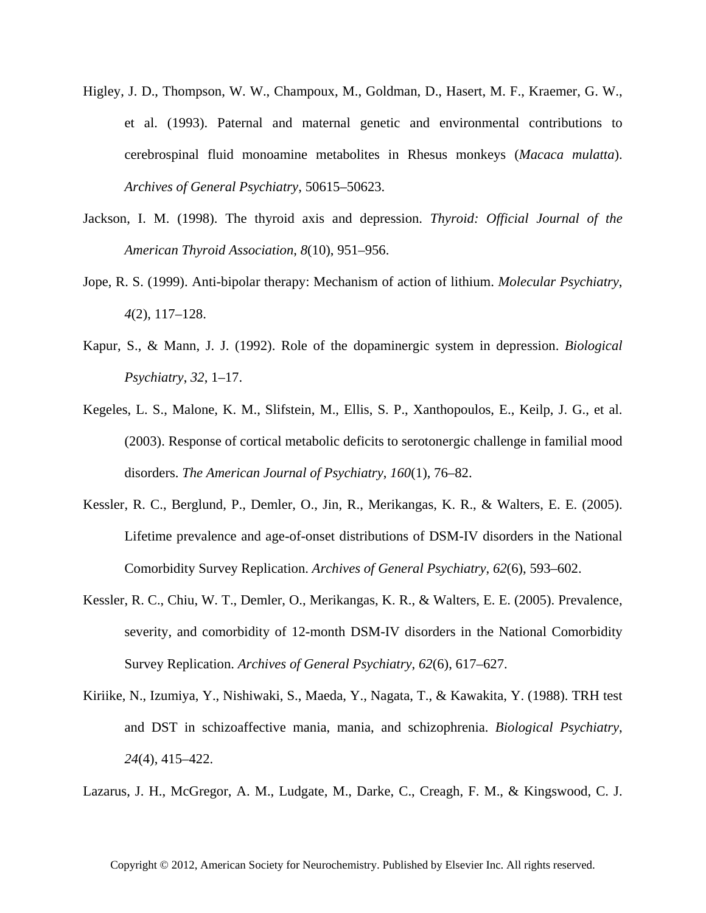Higley, J. D., Thompson, W. W., Champoux, M., Goldman, D., Hasert, M. F., Kraemer, G. W., et al. (1993). Paternal and maternal genetic and environmental contributions to cerebrospinal fluid monoamine metabolites in Rhesus monkeys (*Macaca mulatta*). *Archives of General Psychiatry*, 50615–50623.

Jackson, I. M. (1998). The thyroid axis and depression. *Thyroid: Official Journal of the American Thyroid Association*, *8*(10), 951–956.

Jope, R. S. (1999). Anti-bipolar therapy: Mechanism of action of lithium. *Molecular Psychiatry*, *4*(2), 117–128.

Kapur, S., & Mann, J. J. (1992). Role of the dopaminergic system in depression. *Biological Psychiatry*, *32*, 1–17.

Kegeles, L. S., Malone, K. M., Slifstein, M., Ellis, S. P., Xanthopoulos, E., Keilp, J. G., et al. (2003). Response of cortical metabolic deficits to serotonergic challenge in familial mood disorders. *The American Journal of Psychiatry*, *160*(1), 76–82.

Kessler, R. C., Berglund, P., Demler, O., Jin, R., Merikangas, K. R., & Walters, E. E. (2005). Lifetime prevalence and age-of-onset distributions of DSM-IV disorders in the National Comorbidity Survey Replication. *Archives of General Psychiatry*, *62*(6), 593–602.

Kessler, R. C., Chiu, W. T., Demler, O., Merikangas, K. R., & Walters, E. E. (2005). Prevalence, severity, and comorbidity of 12-month DSM-IV disorders in the National Comorbidity Survey Replication. *Archives of General Psychiatry*, *62*(6), 617–627.

Kiriike, N., Izumiya, Y., Nishiwaki, S., Maeda, Y., Nagata, T., & Kawakita, Y. (1988). TRH test and DST in schizoaffective mania, mania, and schizophrenia. *Biological Psychiatry*, *24*(4), 415–422.

Lazarus, J. H., McGregor, A. M., Ludgate, M., Darke, C., Creagh, F. M., & Kingswood, C. J.

Copyright © 2012, American Society for Neurochemistry. Published by Elsevier Inc. All rights reserved.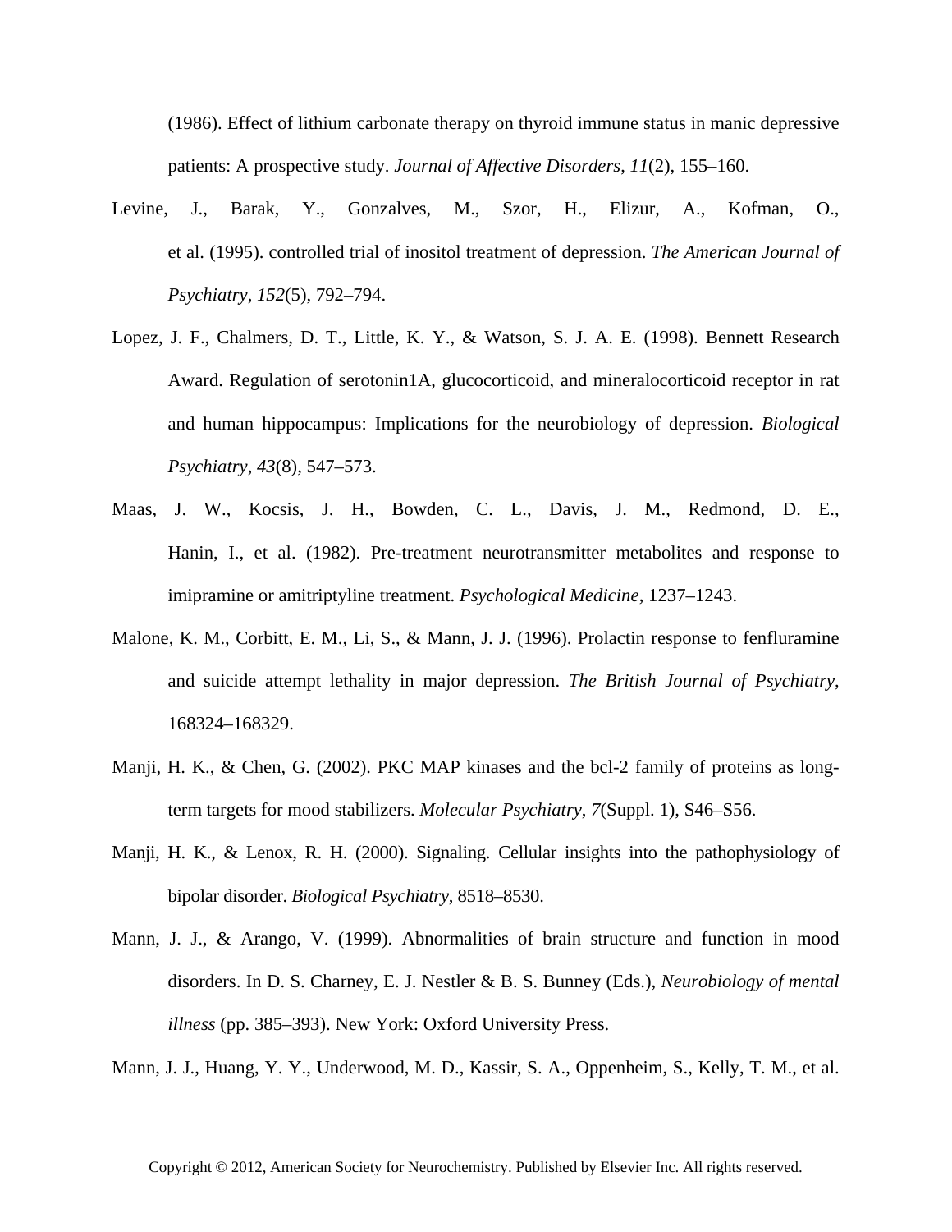(1986). Effect of lithium carbonate therapy on thyroid immune status in manic depressive patients: A prospective study. *Journal of Affective Disorders*, *11*(2), 155–160.

Levine, J., Barak, Y., Gonzalves, M., Szor, H., Elizur, A., Kofman, O., et al. (1995). controlled trial of inositol treatment of depression. *The American Journal of Psychiatry*, *152*(5), 792–794.

Lopez, J. F., Chalmers, D. T., Little, K. Y., & Watson, S. J. A. E. (1998). Bennett Research Award. Regulation of serotonin1A, glucocorticoid, and mineralocorticoid receptor in rat and human hippocampus: Implications for the neurobiology of depression. *Biological Psychiatry*, *43*(8), 547–573.

Maas, J. W., Kocsis, J. H., Bowden, C. L., Davis, J. M., Redmond, D. E., Hanin, I., et al. (1982). Pre-treatment neurotransmitter metabolites and response to imipramine or amitriptyline treatment. *Psychological Medicine*, 1237–1243.

Malone, K. M., Corbitt, E. M., Li, S., & Mann, J. J. (1996). Prolactin response to fenfluramine and suicide attempt lethality in major depression. *The British Journal of Psychiatry*, 168324–168329.

Manji, H. K., & Chen, G. (2002). PKC MAP kinases and the bcl-2 family of proteins as long-term targets for mood stabilizers. *Molecular Psychiatry*, *7*(Suppl. 1), S46–S56.

Manji, H. K., & Lenox, R. H. (2000). Signaling. Cellular insights into the pathophysiology of bipolar disorder. *Biological Psychiatry*, 8518–8530.

Mann, J. J., & Arango, V. (1999). Abnormalities of brain structure and function in mood disorders. In D. S. Charney, E. J. Nestler & B. S. Bunney (Eds.), *Neurobiology of mental illness* (pp. 385–393). New York: Oxford University Press.

Mann, J. J., Huang, Y. Y., Underwood, M. D., Kassir, S. A., Oppenheim, S., Kelly, T. M., et al.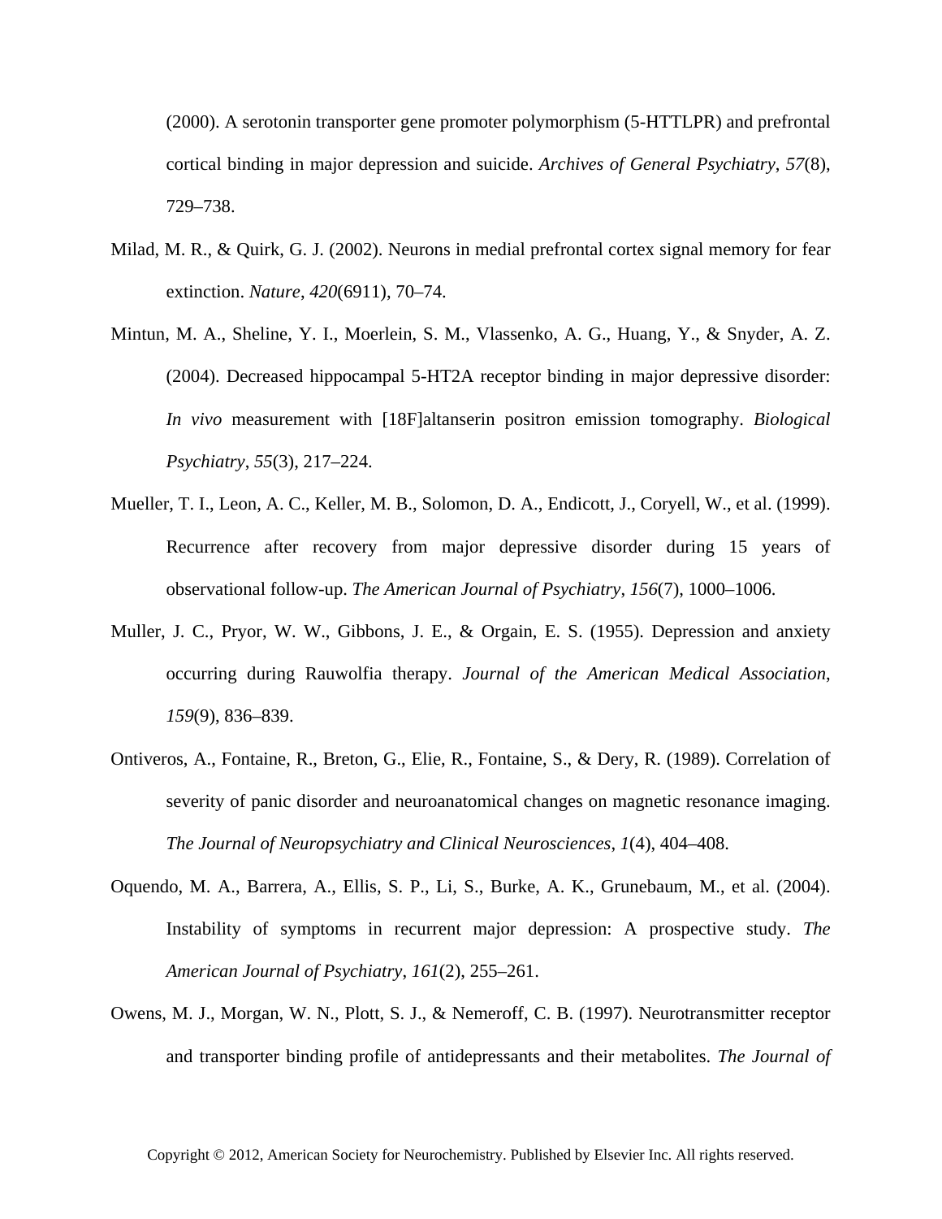(2000). A serotonin transporter gene promoter polymorphism (5-HTTLPR) and prefrontal cortical binding in major depression and suicide. *Archives of General Psychiatry*, *57*(8), 729–738.

Milad, M. R., & Quirk, G. J. (2002). Neurons in medial prefrontal cortex signal memory for fear extinction. *Nature*, *420*(6911), 70–74.

Mintun, M. A., Sheline, Y. I., Moerlein, S. M., Vlassenko, A. G., Huang, Y., & Snyder, A. Z. (2004). Decreased hippocampal 5-HT2A receptor binding in major depressive disorder: *In vivo* measurement with [18F]altanserin positron emission tomography. *Biological Psychiatry*, *55*(3), 217–224.

Mueller, T. I., Leon, A. C., Keller, M. B., Solomon, D. A., Endicott, J., Coryell, W., et al. (1999). Recurrence after recovery from major depressive disorder during 15 years of observational follow-up. *The American Journal of Psychiatry*, *156*(7), 1000–1006.

Muller, J. C., Pryor, W. W., Gibbons, J. E., & Orgain, E. S. (1955). Depression and anxiety occurring during Rauwolfia therapy. *Journal of the American Medical Association*, *159*(9), 836–839.

Ontiveros, A., Fontaine, R., Breton, G., Elie, R., Fontaine, S., & Dery, R. (1989). Correlation of severity of panic disorder and neuroanatomical changes on magnetic resonance imaging. *The Journal of Neuropsychiatry and Clinical Neurosciences*, *1*(4), 404–408.

Oquendo, M. A., Barrera, A., Ellis, S. P., Li, S., Burke, A. K., Grunebaum, M., et al. (2004). Instability of symptoms in recurrent major depression: A prospective study. *The American Journal of Psychiatry*, *161*(2), 255–261.

Owens, M. J., Morgan, W. N., Plott, S. J., & Nemeroff, C. B. (1997). Neurotransmitter receptor and transporter binding profile of antidepressants and their metabolites. *The Journal of*

Copyright © 2012, American Society for Neurochemistry. Published by Elsevier Inc. All rights reserved.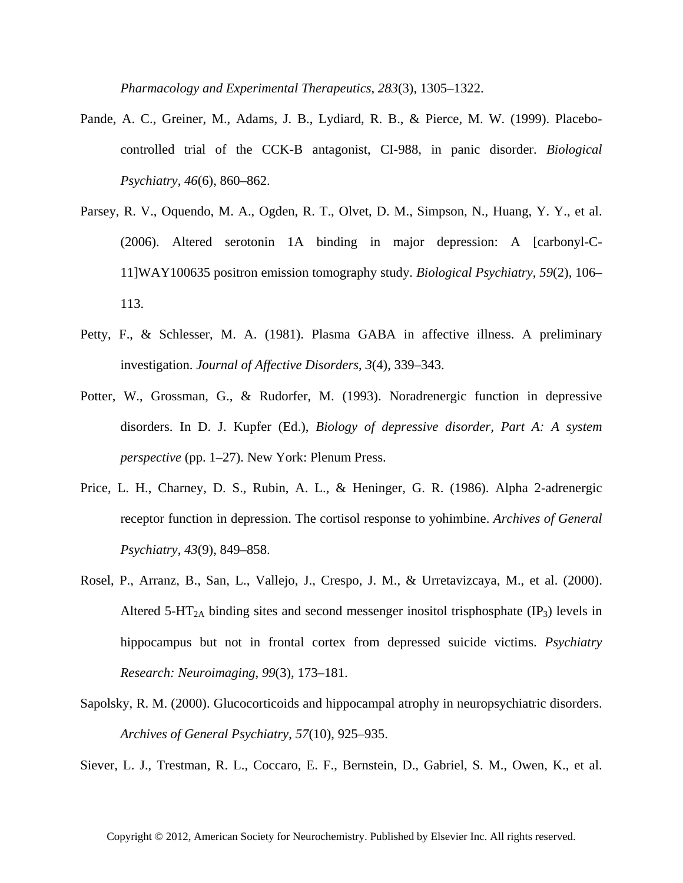*Pharmacology and Experimental Therapeutics*, *283*(3), 1305–1322.

Pande, A. C., Greiner, M., Adams, J. B., Lydiard, R. B., & Pierce, M. W. (1999). Placebo-controlled trial of the CCK-B antagonist, CI-988, in panic disorder. *Biological Psychiatry*, *46*(6), 860–862.

Parsey, R. V., Oquendo, M. A., Ogden, R. T., Olvet, D. M., Simpson, N., Huang, Y. Y., et al. (2006). Altered serotonin 1A binding in major depression: A [carbonyl-C-11]WAY100635 positron emission tomography study. *Biological Psychiatry*, *59*(2), 106–113.

Petty, F., & Schlesser, M. A. (1981). Plasma GABA in affective illness. A preliminary investigation. *Journal of Affective Disorders*, *3*(4), 339–343.

Potter, W., Grossman, G., & Rudorfer, M. (1993). Noradrenergic function in depressive disorders. In D. J. Kupfer (Ed.), *Biology of depressive disorder, Part A: A system perspective* (pp. 1–27). New York: Plenum Press.

Price, L. H., Charney, D. S., Rubin, A. L., & Heninger, G. R. (1986). Alpha 2-adrenergic receptor function in depression. The cortisol response to yohimbine. *Archives of General Psychiatry*, *43*(9), 849–858.

Rosel, P., Arranz, B., San, L., Vallejo, J., Crespo, J. M., & Urretavizcaya, M., et al. (2000). Altered 5-$HT_{2A}$ binding sites and second messenger inositol trisphosphate ($IP_3$) levels in hippocampus but not in frontal cortex from depressed suicide victims. *Psychiatry Research: Neuroimaging*, *99*(3), 173–181.

Sapolsky, R. M. (2000). Glucocorticoids and hippocampal atrophy in neuropsychiatric disorders. *Archives of General Psychiatry*, *57*(10), 925–935.

Siever, L. J., Trestman, R. L., Coccaro, E. F., Bernstein, D., Gabriel, S. M., Owen, K., et al.

Copyright © 2012, American Society for Neurochemistry. Published by Elsevier Inc. All rights reserved.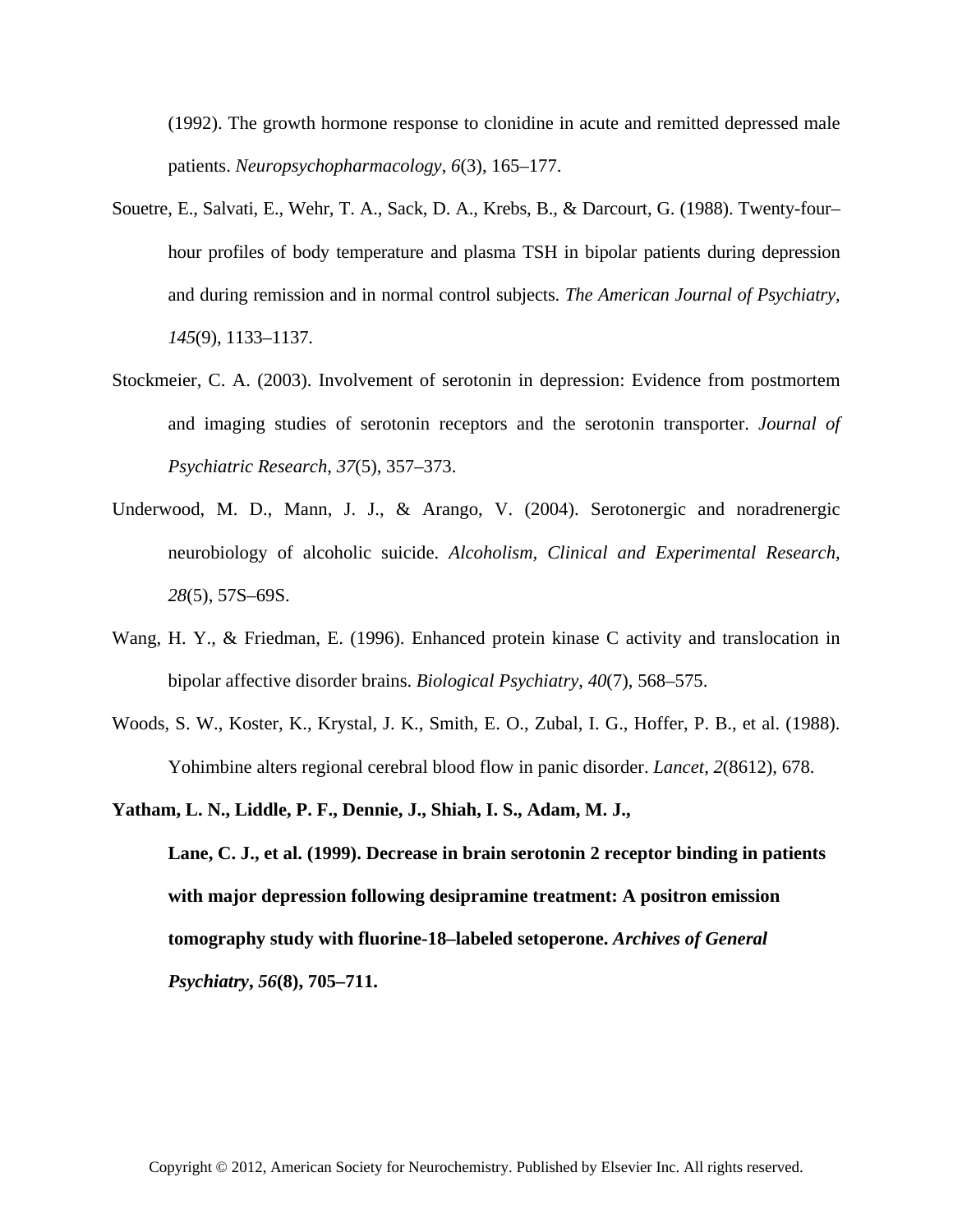(1992). The growth hormone response to clonidine in acute and remitted depressed male patients. *Neuropsychopharmacology*, *6*(3), 165–177.

Souetre, E., Salvati, E., Wehr, T. A., Sack, D. A., Krebs, B., & Darcourt, G. (1988). Twenty-four–hour profiles of body temperature and plasma TSH in bipolar patients during depression and during remission and in normal control subjects. *The American Journal of Psychiatry*, *145*(9), 1133–1137.

Stockmeier, C. A. (2003). Involvement of serotonin in depression: Evidence from postmortem and imaging studies of serotonin receptors and the serotonin transporter. *Journal of Psychiatric Research*, *37*(5), 357–373.

Underwood, M. D., Mann, J. J., & Arango, V. (2004). Serotonergic and noradrenergic neurobiology of alcoholic suicide. *Alcoholism, Clinical and Experimental Research*, *28*(5), 57S–69S.

Wang, H. Y., & Friedman, E. (1996). Enhanced protein kinase C activity and translocation in bipolar affective disorder brains. *Biological Psychiatry*, *40*(7), 568–575.

Woods, S. W., Koster, K., Krystal, J. K., Smith, E. O., Zubal, I. G., Hoffer, P. B., et al. (1988). Yohimbine alters regional cerebral blood flow in panic disorder. *Lancet*, *2*(8612), 678.

**Yatham, L. N., Liddle, P. F., Dennie, J., Shiah, I. S., Adam, M. J., Lane, C. J., et al. (1999). Decrease in brain serotonin 2 receptor binding in patients with major depression following desipramine treatment: A positron emission tomography study with fluorine-18–labeled setoperone. *Archives of General Psychiatry*, *56*(8), 705–711.**

Copyright © 2012, American Society for Neurochemistry. Published by Elsevier Inc. All rights reserved.